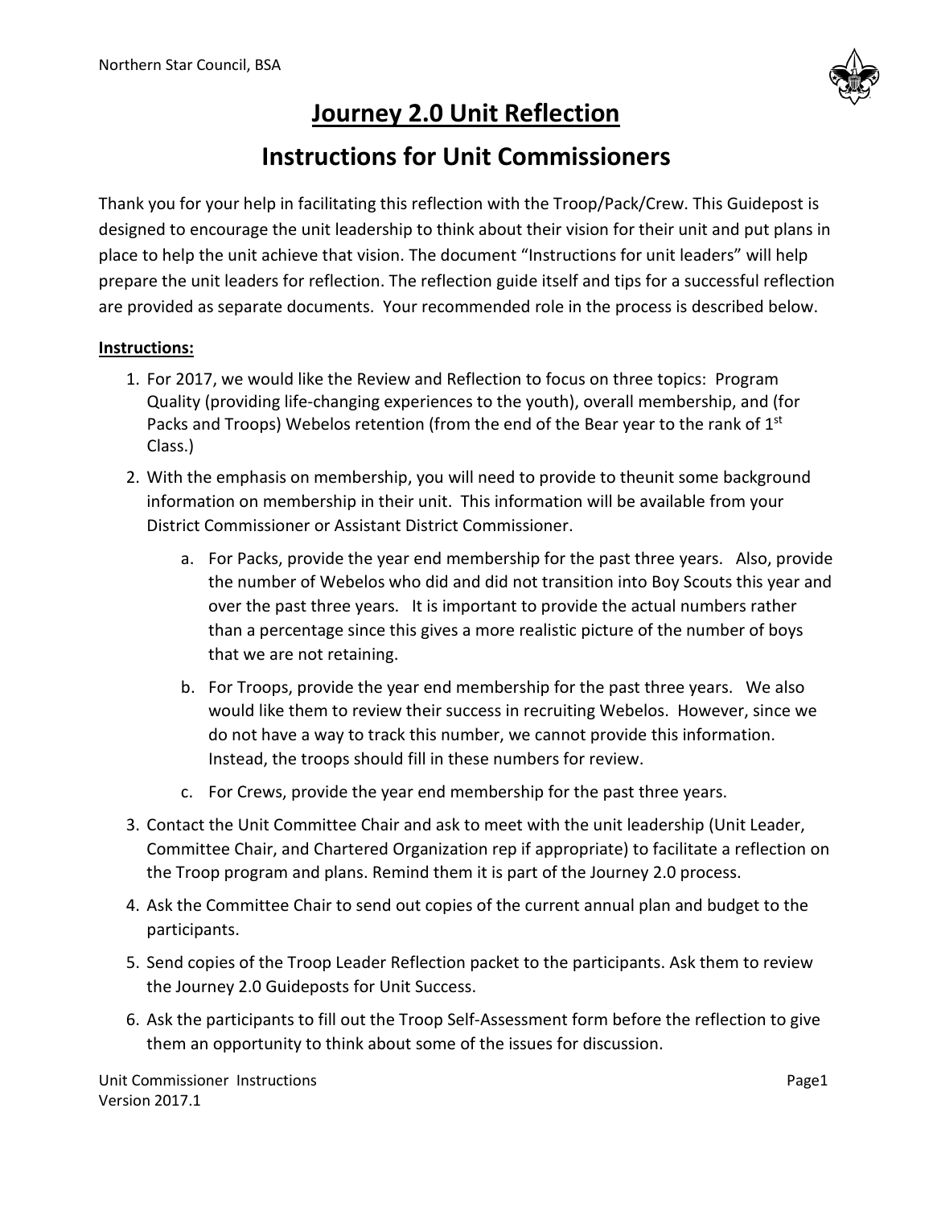# Journey 2.0 Unit Reflection

## Instructions for Unit Commissioners

Thank you for your help in facilitating this reflection with the Troop/Pack/Crew. This Guidepost is designed to encourage the unit leadership to think about their vision for their unit and put plans in place to help the unit achieve that vision. The document "Instructions for unit leaders" will help prepare the unit leaders for reflection. The reflection guide itself and tips for a successful reflection are provided as separate documents. Your recommended role in the process is described below.

**Instructions:**

1. For 2017, we would like the Review and Reflection to focus on three topics: Program Quality (providing life-changing experiences to the youth), overall membership, and (for Packs and Troops) Webelos retention (from the end of the Bear year to the rank of 1st Class.)
2. With the emphasis on membership, you will need to provide to theunit some background information on membership in their unit. This information will be available from your District Commissioner or Assistant District Commissioner.
    a. For Packs, provide the year end membership for the past three years. Also, provide the number of Webelos who did and did not transition into Boy Scouts this year and over the past three years. It is important to provide the actual numbers rather than a percentage since this gives a more realistic picture of the number of boys that we are not retaining.

    b. For Troops, provide the year end membership for the past three years. We also would like them to review their success in recruiting Webelos. However, since we do not have a way to track this number, we cannot provide this information. Instead, the troops should fill in these numbers for review.

    c. For Crews, provide the year end membership for the past three years.
3. Contact the Unit Committee Chair and ask to meet with the unit leadership (Unit Leader, Committee Chair, and Chartered Organization rep if appropriate) to facilitate a reflection on the Troop program and plans. Remind them it is part of the Journey 2.0 process.
4. Ask the Committee Chair to send out copies of the current annual plan and budget to the participants.
5. Send copies of the Troop Leader Reflection packet to the participants. Ask them to review the Journey 2.0 Guideposts for Unit Success.
6. Ask the participants to fill out the Troop Self-Assessment form before the reflection to give them an opportunity to think about some of the issues for discussion.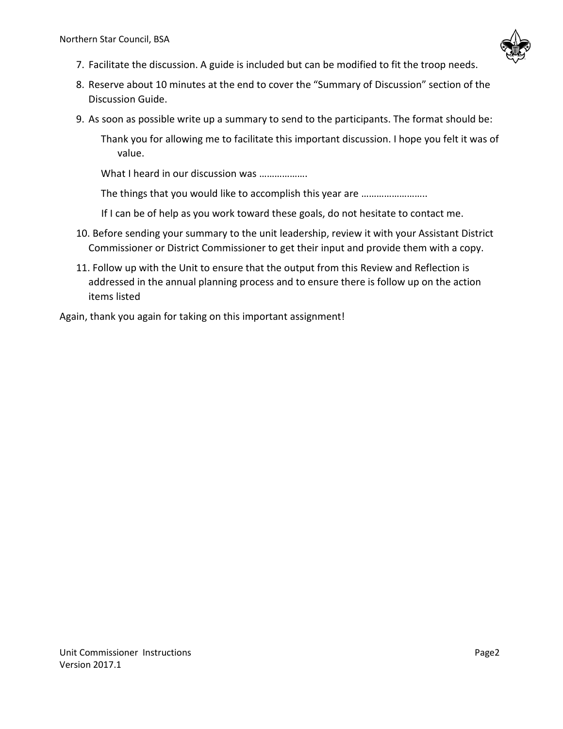7. Facilitate the discussion. A guide is included but can be modified to fit the troop needs.
8. Reserve about 10 minutes at the end to cover the "Summary of Discussion" section of the Discussion Guide.
9. As soon as possible write up a summary to send to the participants. The format should be:

   Thank you for allowing me to facilitate this important discussion. I hope you felt it was of value.

   What I heard in our discussion was ……………….

   The things that you would like to accomplish this year are ……………………..

   If I can be of help as you work toward these goals, do not hesitate to contact me.

10. Before sending your summary to the unit leadership, review it with your Assistant District Commissioner or District Commissioner to get their input and provide them with a copy.
11. Follow up with the Unit to ensure that the output from this Review and Reflection is addressed in the annual planning process and to ensure there is follow up on the action items listed

Again, thank you again for taking on this important assignment!